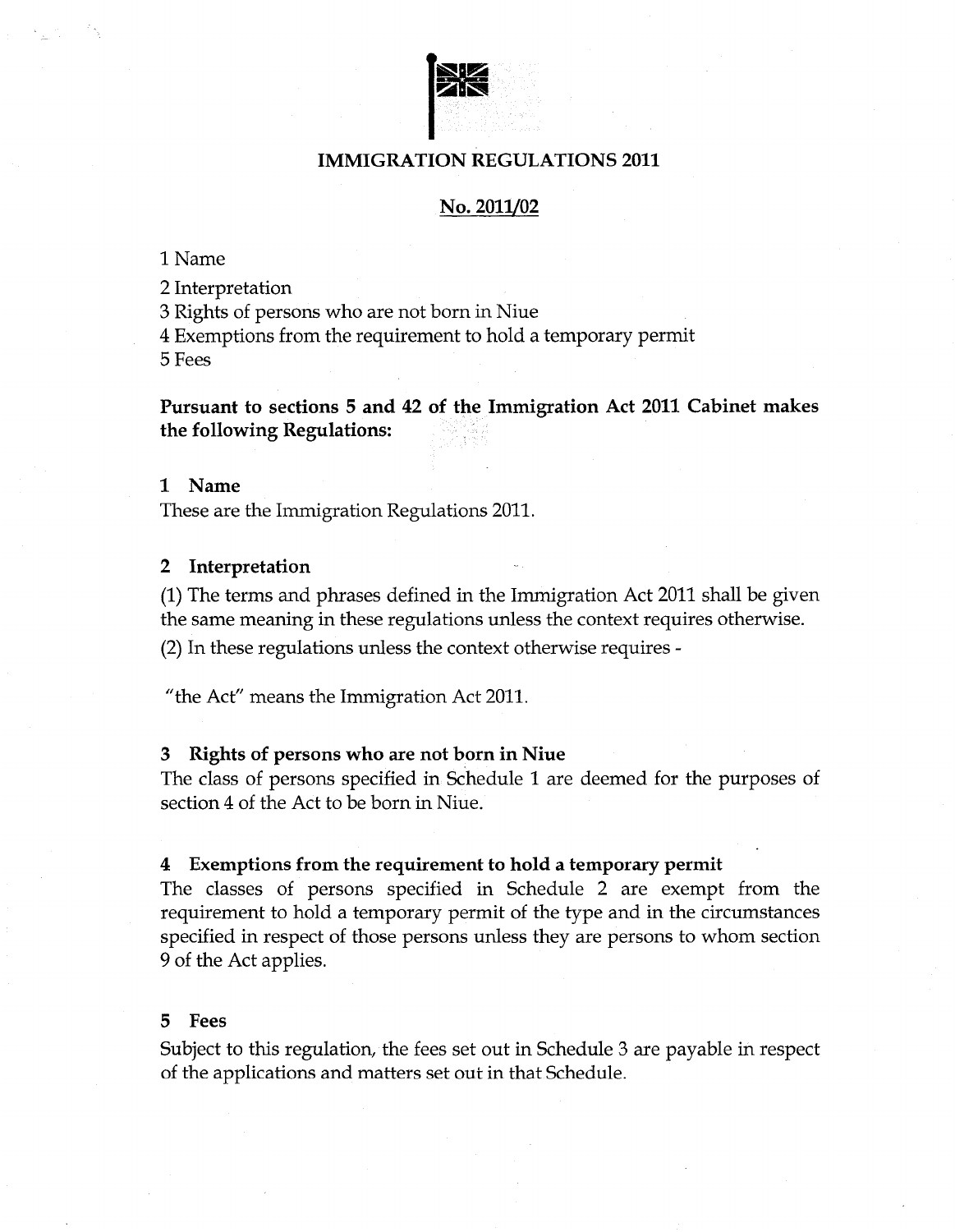# IMMIGRATION REGULATIONS 2011

## No. 2011/02

1 Name

2 Interpretation

3 Rights of persons who are not born in Niue

4 Exemptions from the requirement to hold a temporary permit

5 Fees

**Pursuant to sections 5 and 42 of the Immigration Act 2011 Cabinet makes the following Regulations:**

### 1 Name

These are the Immigration Regulations 2011.

### 2 Interpretation

(1) The terms and phrases defined in the Immigration Act 2011 shall be given the same meaning in these regulations unless the context requires otherwise.

(2) In these regulations unless the context otherwise requires -

"the Act" means the Immigration Act 2011.

### 3 Rights of persons who are not born in Niue

The class of persons specified in Schedule 1 are deemed for the purposes of section 4 of the Act to be born in Niue.

### 4 Exemptions from the requirement to hold a temporary permit

The classes of persons specified in Schedule 2 are exempt from the requirement to hold a temporary permit of the type and in the circumstances specified in respect of those persons unless they are persons to whom section 9 of the Act applies.

### 5 Fees

Subject to this regulation, the fees set out in Schedule 3 are payable in respect of the applications and matters set out in that Schedule.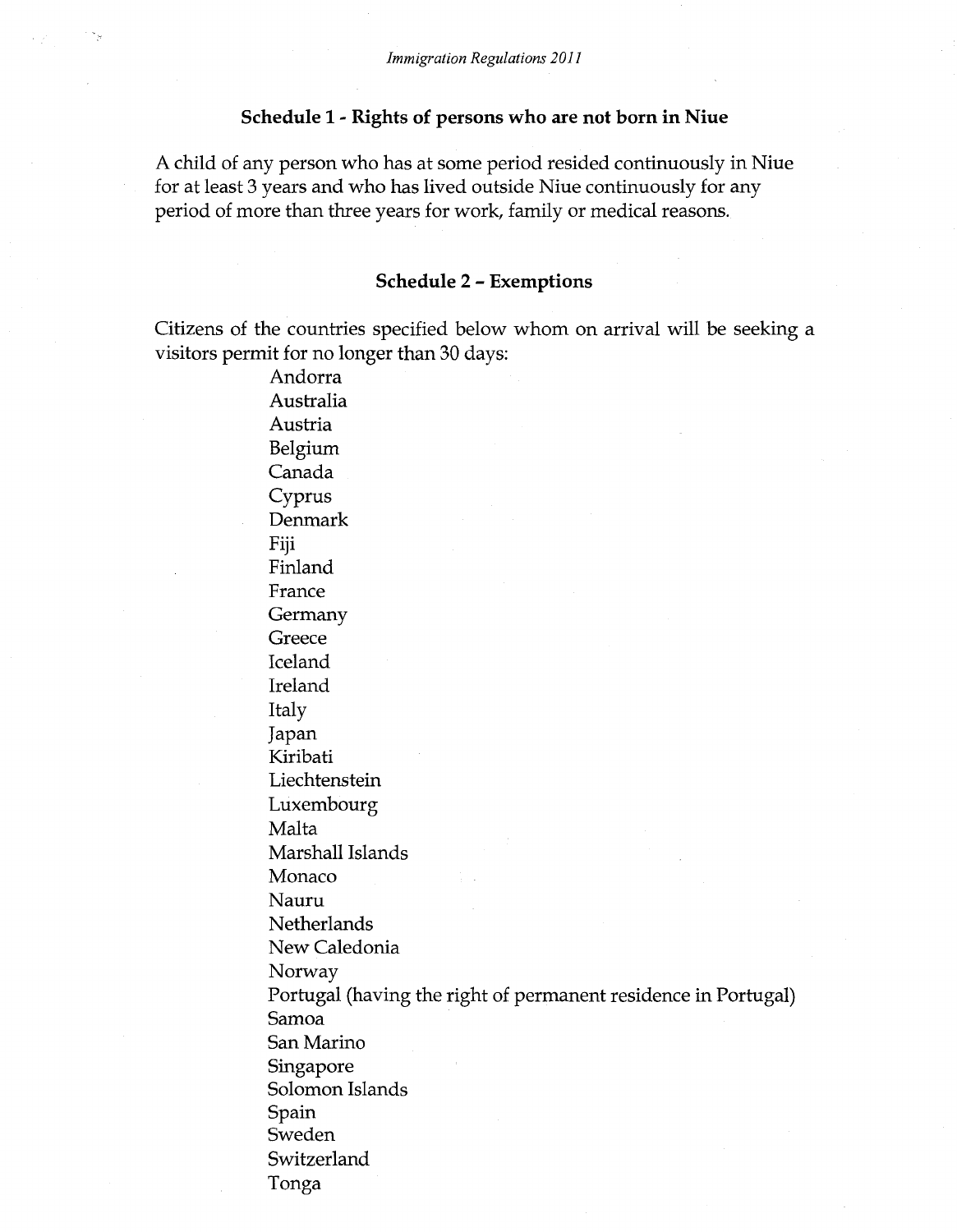## Schedule 1 - Rights of persons who are not born in Niue

A child of any person who has at some period resided continuously in Niue for at least 3 years and who has lived outside Niue continuously for any period of more than three years for work, family or medical reasons.

## Schedule 2 - Exemptions

Citizens of the countries specified below whom on arrival will be seeking a visitors permit for no longer than 30 days:

Andorra
Australia
Austria
Belgium
Canada
Cyprus
Denmark
Fiji
Finland
France
Germany
Greece
Iceland
Ireland
Italy
Japan
Kiribati
Liechtenstein
Luxembourg
Malta
Marshall Islands
Monaco
Nauru
Netherlands
New Caledonia
Norway
Portugal (having the right of permanent residence in Portugal)
Samoa
San Marino
Singapore
Solomon Islands
Spain
Sweden
Switzerland
Tonga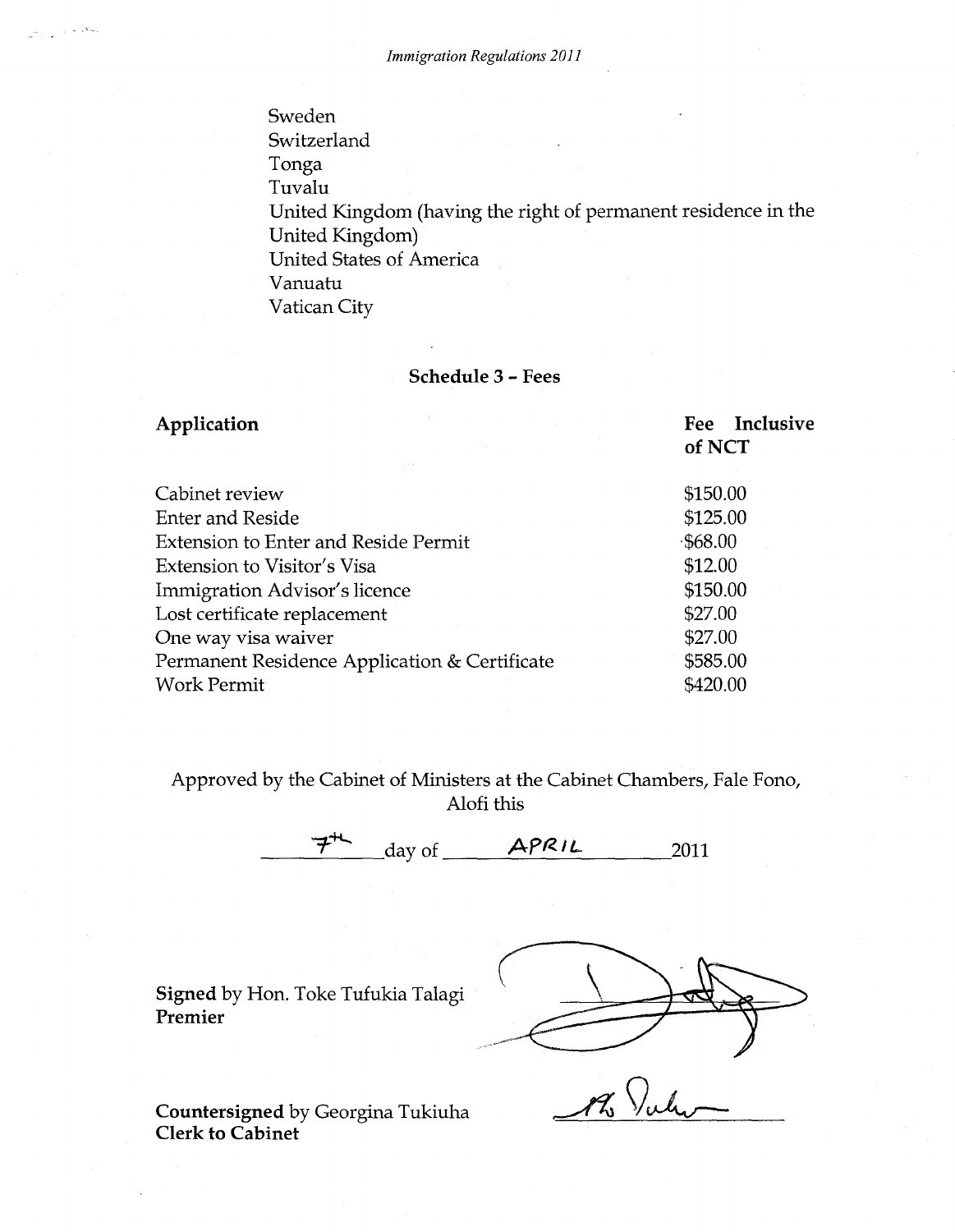Sweden
Switzerland
Tonga
Tuvalu
United Kingdom (having the right of permanent residence in the United Kingdom)
United States of America
Vanuatu
Vatican City

## Schedule 3 - Fees

| **Application** | **Fee Inclusive of NCT** |
|---|---|
| Cabinet review | $150.00 |
| Enter and Reside | $125.00 |
| Extension to Enter and Reside Permit | $68.00 |
| Extension to Visitor's Visa | $12.00 |
| Immigration Advisor's licence | $150.00 |
| Lost certificate replacement | $27.00 |
| One way visa waiver | $27.00 |
| Permanent Residence Application & Certificate | $585.00 |
| Work Permit | $420.00 |

Approved by the Cabinet of Ministers at the Cabinet Chambers, Fale Fono, Alofi this

7th day of APRIL 2011

**Signed** by Hon. Toke Tufukia Talagi
**Premier**

**Countersigned** by Georgina Tukiuha
**Clerk to Cabinet**